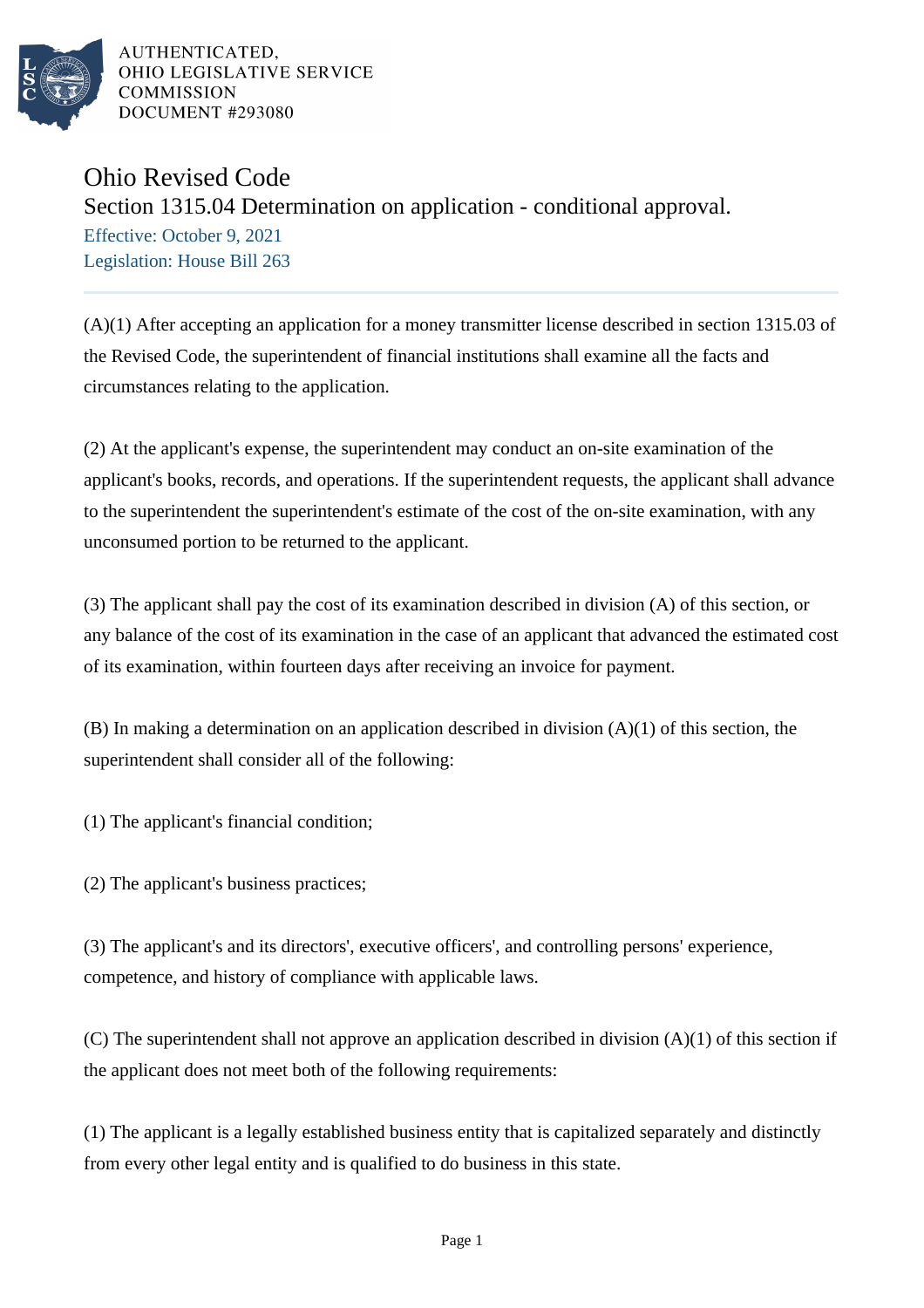AUTHENTICATED,
OHIO LEGISLATIVE SERVICE
COMMISSION
DOCUMENT #293080

# Ohio Revised Code

## Section 1315.04 Determination on application - conditional approval.

Effective: October 9, 2021
Legislation: House Bill 263

(A)(1) After accepting an application for a money transmitter license described in section 1315.03 of the Revised Code, the superintendent of financial institutions shall examine all the facts and circumstances relating to the application.

(2) At the applicant's expense, the superintendent may conduct an on-site examination of the applicant's books, records, and operations. If the superintendent requests, the applicant shall advance to the superintendent the superintendent's estimate of the cost of the on-site examination, with any unconsumed portion to be returned to the applicant.

(3) The applicant shall pay the cost of its examination described in division (A) of this section, or any balance of the cost of its examination in the case of an applicant that advanced the estimated cost of its examination, within fourteen days after receiving an invoice for payment.

(B) In making a determination on an application described in division (A)(1) of this section, the superintendent shall consider all of the following:

(1) The applicant's financial condition;

(2) The applicant's business practices;

(3) The applicant's and its directors', executive officers', and controlling persons' experience, competence, and history of compliance with applicable laws.

(C) The superintendent shall not approve an application described in division (A)(1) of this section if the applicant does not meet both of the following requirements:

(1) The applicant is a legally established business entity that is capitalized separately and distinctly from every other legal entity and is qualified to do business in this state.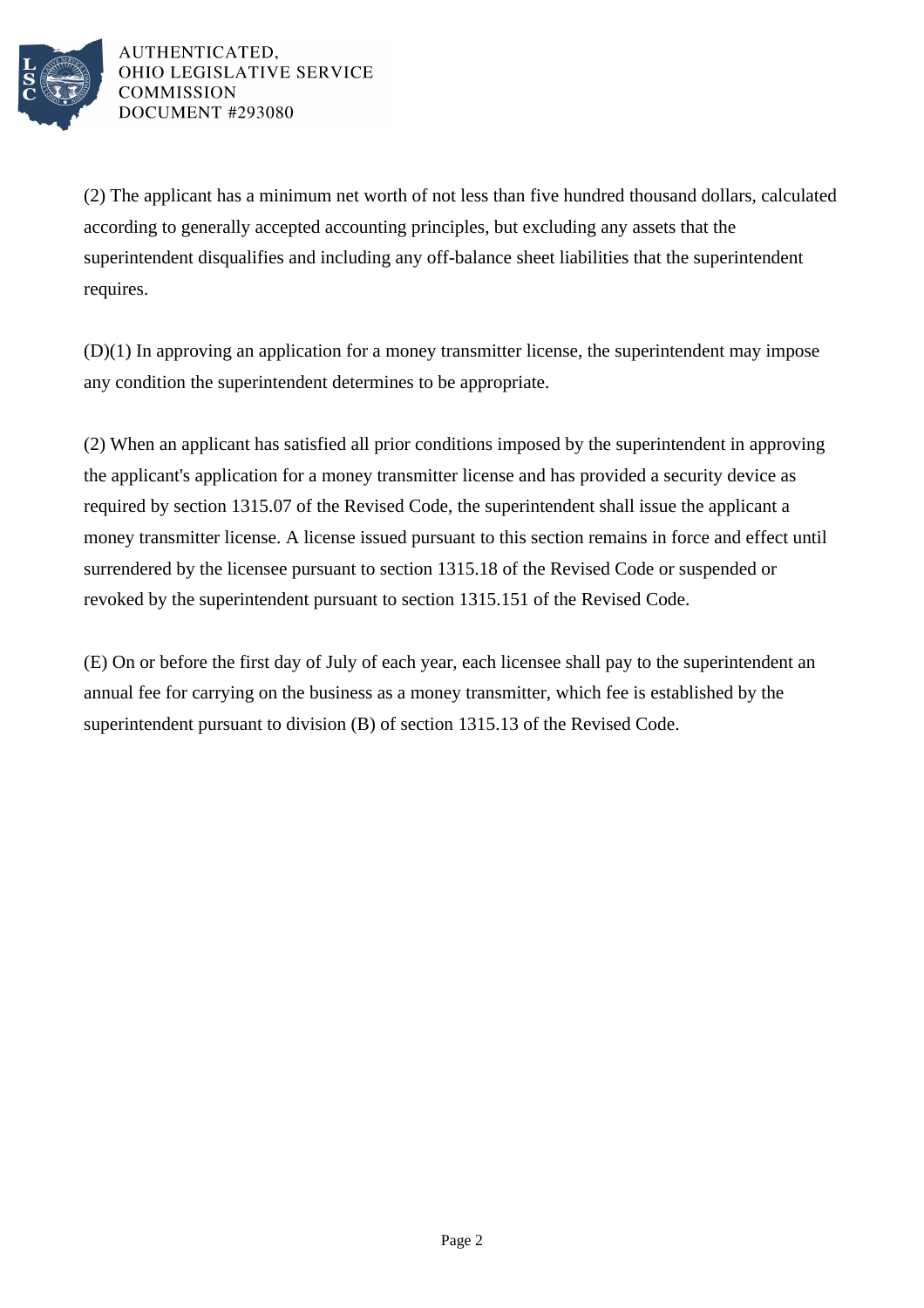(2) The applicant has a minimum net worth of not less than five hundred thousand dollars, calculated according to generally accepted accounting principles, but excluding any assets that the superintendent disqualifies and including any off-balance sheet liabilities that the superintendent requires.

(D)(1) In approving an application for a money transmitter license, the superintendent may impose any condition the superintendent determines to be appropriate.

(2) When an applicant has satisfied all prior conditions imposed by the superintendent in approving the applicant's application for a money transmitter license and has provided a security device as required by section 1315.07 of the Revised Code, the superintendent shall issue the applicant a money transmitter license. A license issued pursuant to this section remains in force and effect until surrendered by the licensee pursuant to section 1315.18 of the Revised Code or suspended or revoked by the superintendent pursuant to section 1315.151 of the Revised Code.

(E) On or before the first day of July of each year, each licensee shall pay to the superintendent an annual fee for carrying on the business as a money transmitter, which fee is established by the superintendent pursuant to division (B) of section 1315.13 of the Revised Code.